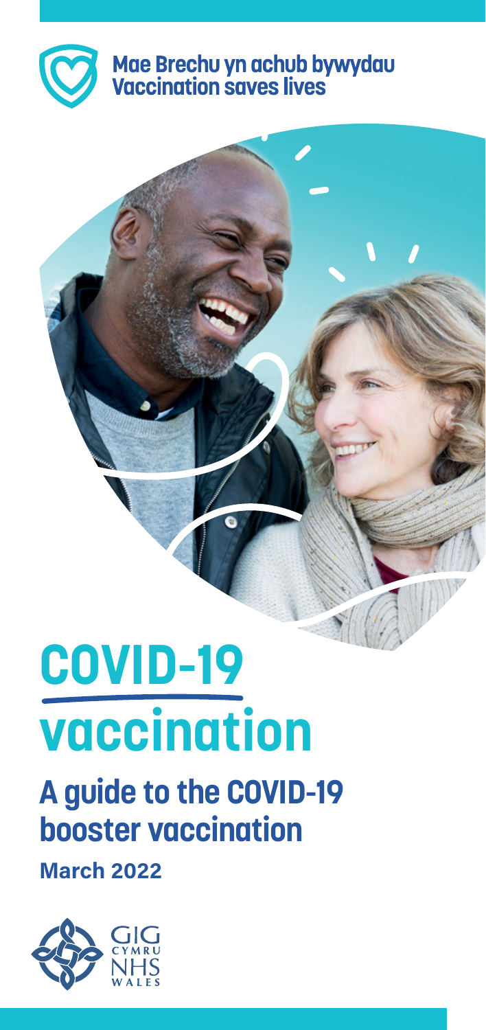Mae Brechu yn achub bywydau
Vaccination saves lives

# COVID-19 vaccination

## A guide to the COVID-19 booster vaccination

**March 2022**

GIG CYMRU NHS WALES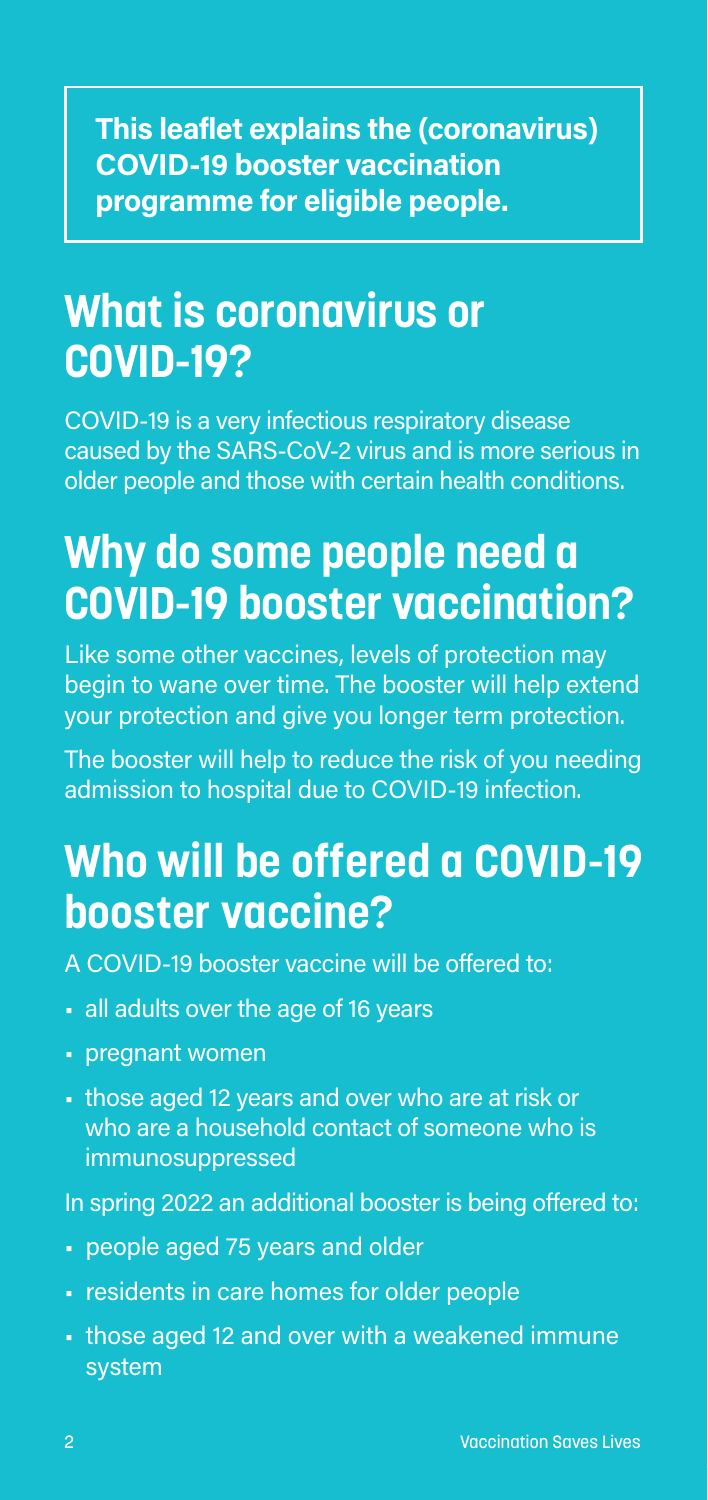**This leaflet explains the (coronavirus) COVID-19 booster vaccination programme for eligible people.**

## What is coronavirus or COVID-19?

COVID-19 is a very infectious respiratory disease caused by the SARS-CoV-2 virus and is more serious in older people and those with certain health conditions.

## Why do some people need a COVID-19 booster vaccination?

Like some other vaccines, levels of protection may begin to wane over time. The booster will help extend your protection and give you longer term protection.

The booster will help to reduce the risk of you needing admission to hospital due to COVID-19 infection.

## Who will be offered a COVID-19 booster vaccine?

A COVID-19 booster vaccine will be offered to:

- all adults over the age of 16 years
- pregnant women
- those aged 12 years and over who are at risk or who are a household contact of someone who is immunosuppressed

In spring 2022 an additional booster is being offered to:

- people aged 75 years and older
- residents in care homes for older people
- those aged 12 and over with a weakened immune system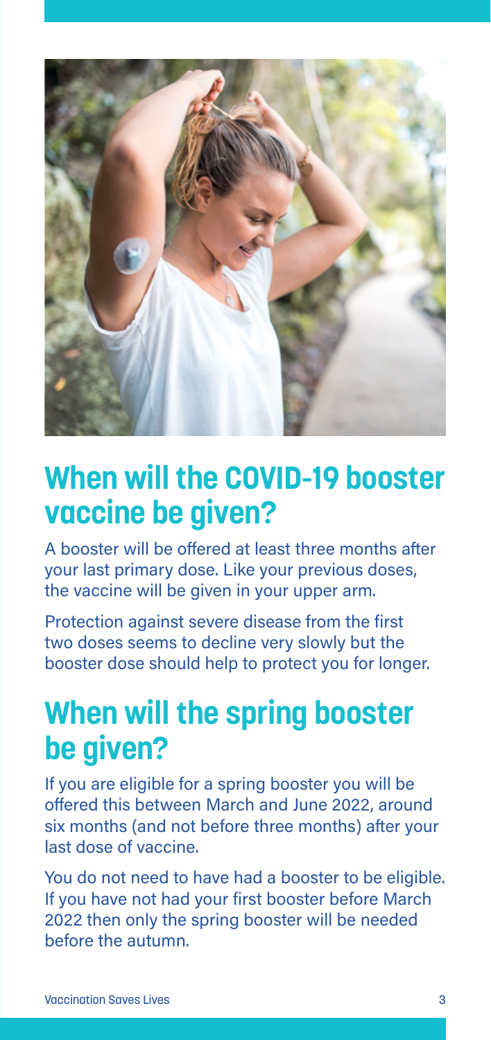## When will the COVID-19 booster vaccine be given?

A booster will be offered at least three months after your last primary dose. Like your previous doses, the vaccine will be given in your upper arm.

Protection against severe disease from the first two doses seems to decline very slowly but the booster dose should help to protect you for longer.

## When will the spring booster be given?

If you are eligible for a spring booster you will be offered this between March and June 2022, around six months (and not before three months) after your last dose of vaccine.

You do not need to have had a booster to be eligible. If you have not had your first booster before March 2022 then only the spring booster will be needed before the autumn.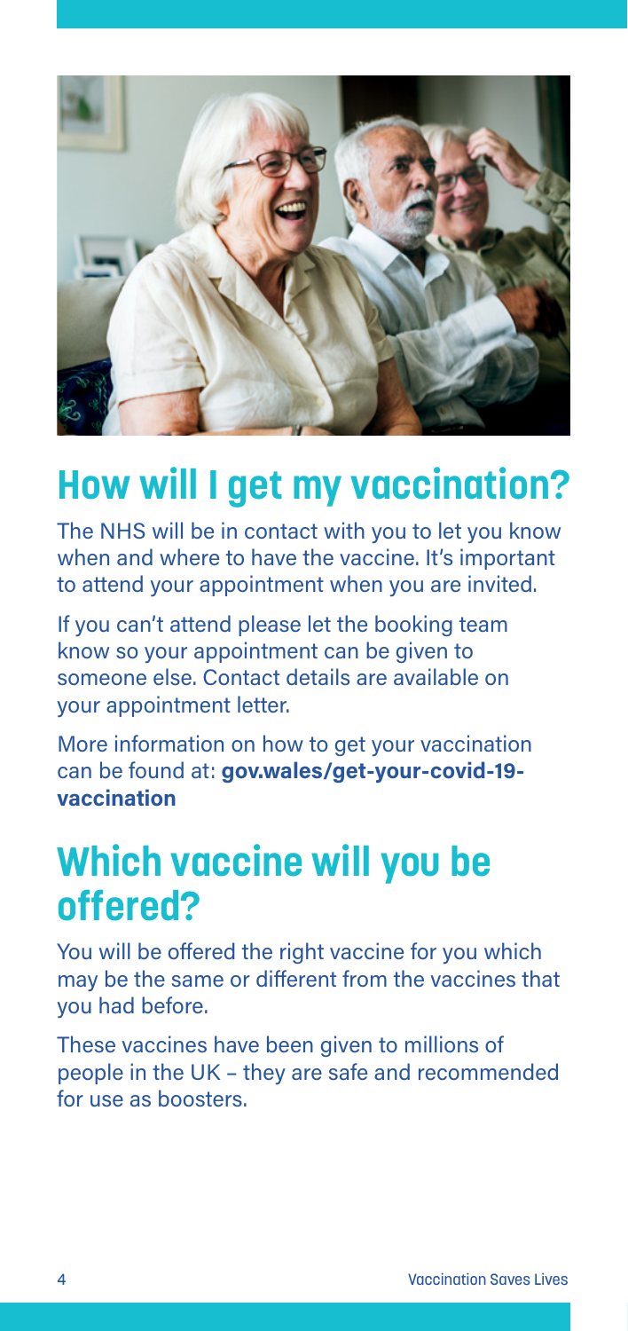## How will I get my vaccination?

The NHS will be in contact with you to let you know when and where to have the vaccine. It's important to attend your appointment when you are invited.

If you can't attend please let the booking team know so your appointment can be given to someone else. Contact details are available on your appointment letter.

More information on how to get your vaccination can be found at: **gov.wales/get-your-covid-19-vaccination**

## Which vaccine will you be offered?

You will be offered the right vaccine for you which may be the same or different from the vaccines that you had before.

These vaccines have been given to millions of people in the UK – they are safe and recommended for use as boosters.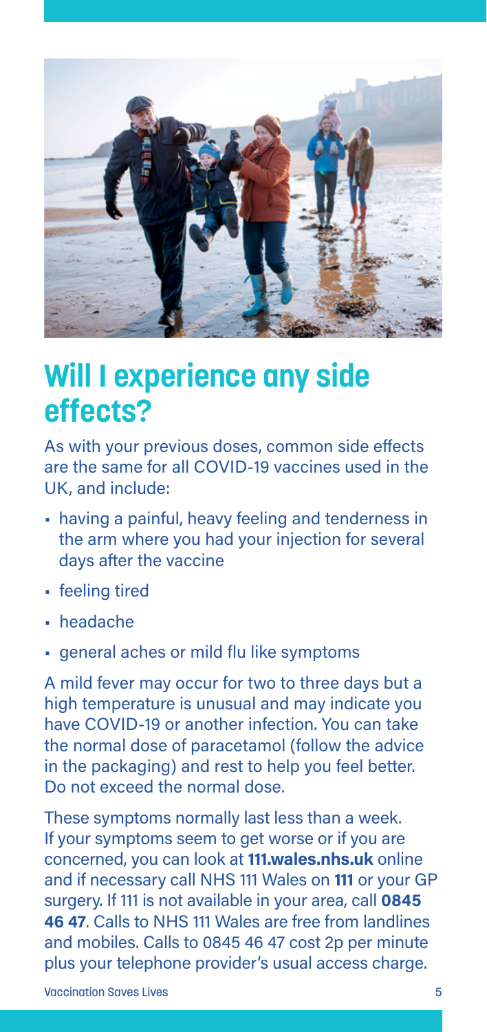## Will I experience any side effects?

As with your previous doses, common side effects are the same for all COVID-19 vaccines used in the UK, and include:

- having a painful, heavy feeling and tenderness in the arm where you had your injection for several days after the vaccine
- feeling tired
- headache
- general aches or mild flu like symptoms

A mild fever may occur for two to three days but a high temperature is unusual and may indicate you have COVID-19 or another infection. You can take the normal dose of paracetamol (follow the advice in the packaging) and rest to help you feel better. Do not exceed the normal dose.

These symptoms normally last less than a week. If your symptoms seem to get worse or if you are concerned, you can look at **111.wales.nhs.uk** online and if necessary call NHS 111 Wales on **111** or your GP surgery. If 111 is not available in your area, call **0845 46 47**. Calls to NHS 111 Wales are free from landlines and mobiles. Calls to 0845 46 47 cost 2p per minute plus your telephone provider's usual access charge.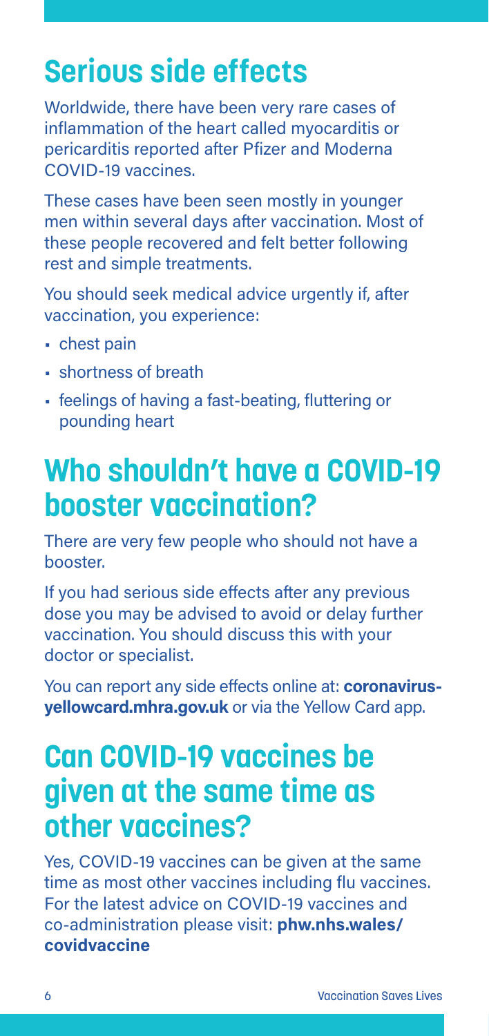## Serious side effects

Worldwide, there have been very rare cases of inflammation of the heart called myocarditis or pericarditis reported after Pfizer and Moderna COVID-19 vaccines.

These cases have been seen mostly in younger men within several days after vaccination. Most of these people recovered and felt better following rest and simple treatments.

You should seek medical advice urgently if, after vaccination, you experience:

- chest pain
- shortness of breath
- feelings of having a fast-beating, fluttering or pounding heart

## Who shouldn't have a COVID-19 booster vaccination?

There are very few people who should not have a booster.

If you had serious side effects after any previous dose you may be advised to avoid or delay further vaccination. You should discuss this with your doctor or specialist.

You can report any side effects online at: **coronavirus-yellowcard.mhra.gov.uk** or via the Yellow Card app.

## Can COVID-19 vaccines be given at the same time as other vaccines?

Yes, COVID-19 vaccines can be given at the same time as most other vaccines including flu vaccines. For the latest advice on COVID-19 vaccines and co-administration please visit: **phw.nhs.wales/covidvaccine**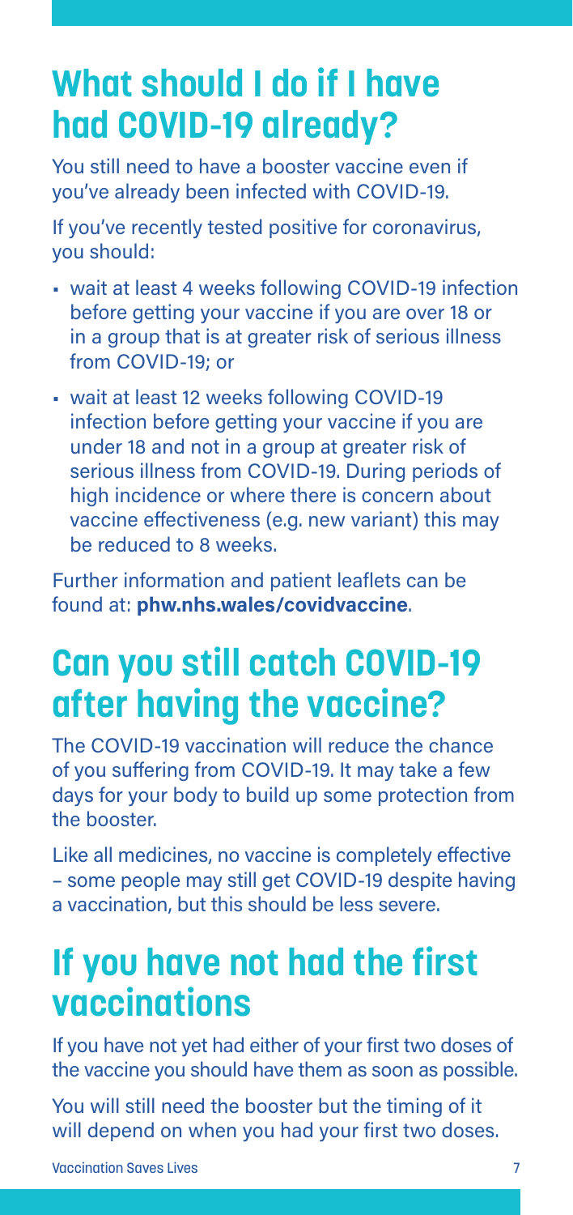## What should I do if I have had COVID-19 already?

You still need to have a booster vaccine even if you've already been infected with COVID-19.

If you've recently tested positive for coronavirus, you should:

- wait at least 4 weeks following COVID-19 infection before getting your vaccine if you are over 18 or in a group that is at greater risk of serious illness from COVID-19; or
- wait at least 12 weeks following COVID-19 infection before getting your vaccine if you are under 18 and not in a group at greater risk of serious illness from COVID-19. During periods of high incidence or where there is concern about vaccine effectiveness (e.g. new variant) this may be reduced to 8 weeks.

Further information and patient leaflets can be found at: **phw.nhs.wales/covidvaccine**.

## Can you still catch COVID-19 after having the vaccine?

The COVID-19 vaccination will reduce the chance of you suffering from COVID-19. It may take a few days for your body to build up some protection from the booster.

Like all medicines, no vaccine is completely effective – some people may still get COVID-19 despite having a vaccination, but this should be less severe.

## If you have not had the first vaccinations

If you have not yet had either of your first two doses of the vaccine you should have them as soon as possible.

You will still need the booster but the timing of it will depend on when you had your first two doses.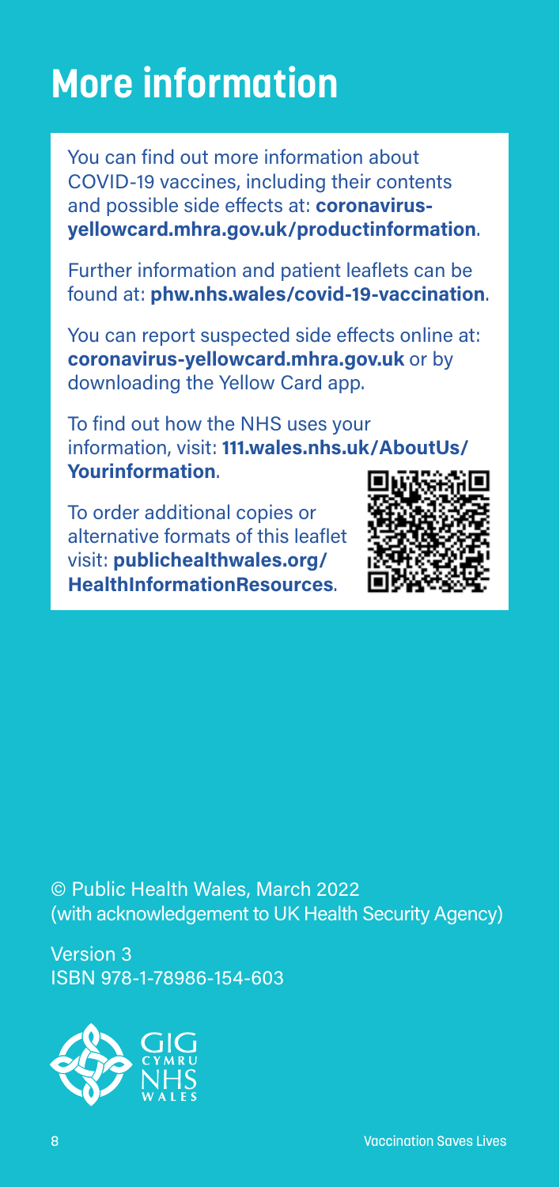# More information

You can find out more information about COVID-19 vaccines, including their contents and possible side effects at: **coronavirus-yellowcard.mhra.gov.uk/productinformation**.

Further information and patient leaflets can be found at: **phw.nhs.wales/covid-19-vaccination**.

You can report suspected side effects online at: **coronavirus-yellowcard.mhra.gov.uk** or by downloading the Yellow Card app.

To find out how the NHS uses your information, visit: **111.wales.nhs.uk/AboutUs/Yourinformation**.

To order additional copies or alternative formats of this leaflet visit: **publichealthwales.org/HealthInformationResources**.

© Public Health Wales, March 2022
(with acknowledgement to UK Health Security Agency)

Version 3
ISBN 978-1-78986-154-603

GIG CYMRU NHS WALES

Vaccination Saves Lives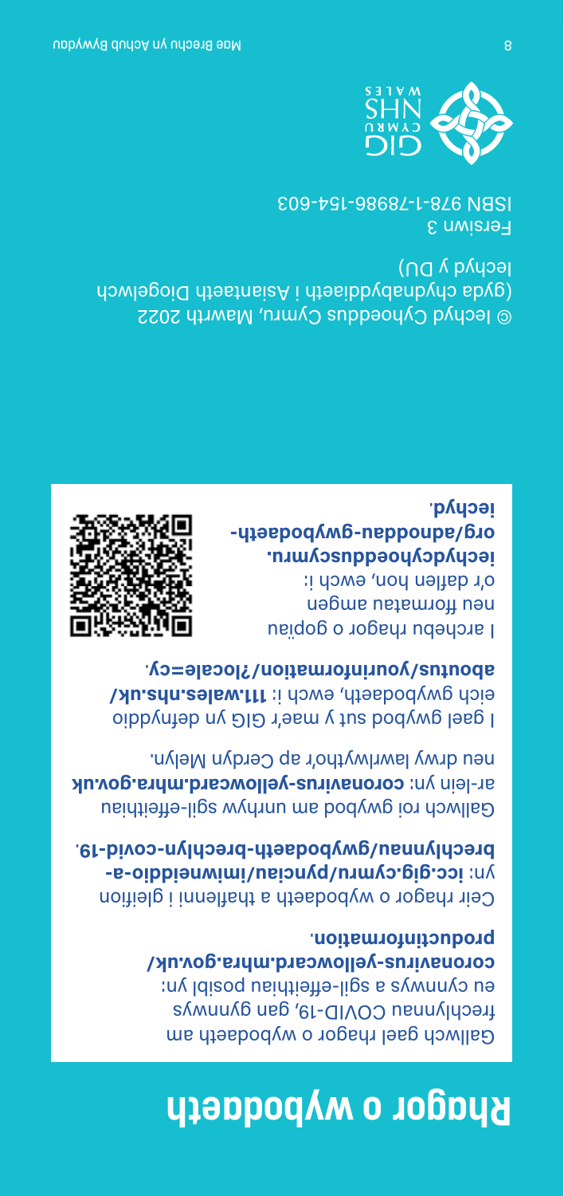# Rhagor o wybodaeth

Gallwch gael rhagor o wybodaeth am frechlynnau COVID-19, gan gynnwys eu cynnwys a sgil-effeithiau posibl yn: **coronavirus-yellowcard.mhra.gov.uk/productinformation.**

Ceir rhagor o wybodaeth a thaflenni i gleifion yn: **icc.gig.cymru/pynciau/imiwneiddio-a-brechlynnau/gwybodaeth-brechlyn-covid-19.**

Gallwch roi gwybod am unrhyw sgil-effeithiau ar-lein yn: **coronavirus-yellowcard.mhra.gov.uk** neu drwy lawrlwytho'r ap Cerdyn Melyn.

I gael gwybod sut y mae'r GIG yn defnyddio eich gwybodaeth, ewch i: **111.wales.nhs.uk/aboutus/yourinformation/?locale=cy.**

I archebu rhagor o gopïau neu fformatau amgen o'r daflen hon, ewch i: **iechydcyhoedduscymru.org/adnoddau-gwybodaeth-iechyd.**

© Iechyd Cyhoeddus Cymru, Mawrth 2022 (gyda chydnabyddiaeth i Asiantaeth Diogelwch Iechyd y DU)

Fersiwn 3

ISBN 978-1-78986-154-603

GIG CYMRU NHS WALES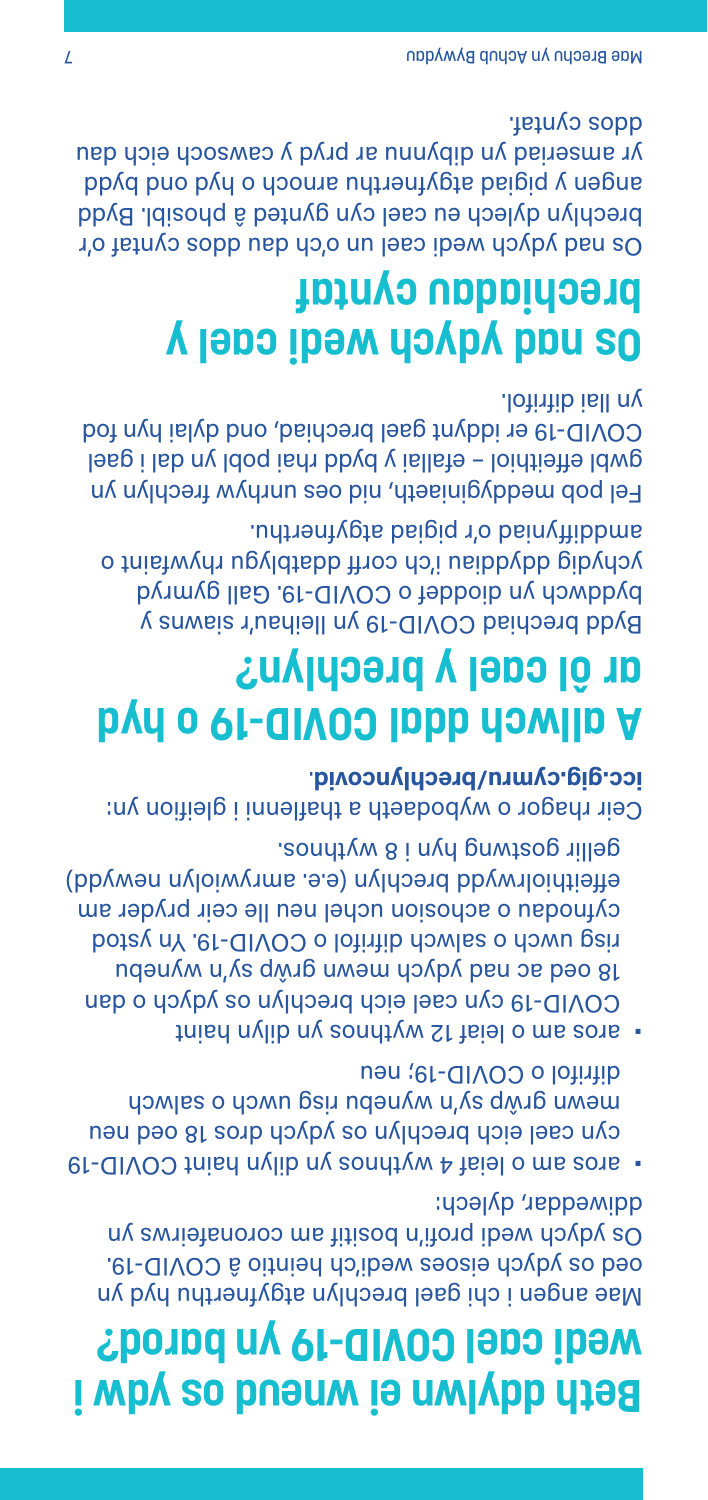# Beth ddylwn ei wneud os ydw i wedi cael COVID-19 yn barod?

Mae angen i chi gael brechlyn atgyfnerthu hyd yn oed os ydych eisoes wedi'ch heintio â COVID-19. Os ydych wedi profi'n bositif am coronafeirws yn ddiweddar, dylech:

- aros am o leiaf 4 wythnos yn dilyn haint COVID-19 cyn cael eich brechlyn os ydych dros 18 oed neu mewn grŵp sy'n wynebu risg uwch o salwch difrifol o COVID-19; neu
- aros am o leiaf 12 wythnos yn dilyn haint COVID-19 cyn cael eich brechlyn os ydych o dan 18 oed ac nad ydych mewn grŵp sy'n wynebu risg uwch o salwch difrifol o COVID-19. Yn ystod cyfnodau o achosion uchel neu lle ceir pryder am effeithiolrwydd brechlyn (e.e. amrywiolyn newydd) gellir gostwng hyn i 8 wythnos.

Ceir rhagor o wybodaeth a thaflenni i gleifion yn: **icc.gig.cymru/brechlyncovid**.

# A allwch ddal COVID-19 o hyd ar ôl cael y brechlyn?

Bydd brechiad COVID-19 yn lleihau'r siawns y byddwch yn dioddef o COVID-19. Gall gymryd ychydig ddyddiau i'ch corff ddatblygu rhywfaint o amddiffyniad o'r pigiad atgyfnerthu.

Fel pob meddyginiaeth, nid oes unrhyw frechlyn yn gwbl effeithiol – efallai y bydd rhai pobl yn dal i gael COVID-19 er iddynt gael brechiad, ond dylai hyn fod yn llai difrifol.

# Os nad ydych wedi cael y brechiadau cyntaf

Os nad ydych wedi cael un o'ch dau ddos cyntaf o'r brechlyn dylech eu cael cyn gynted â phosibl. Bydd angen y pigiad atgyfnerthu arnoch o hyd ond bydd yr amseriad yn dibynnu ar pryd y cawsoch eich dau ddos cyntaf.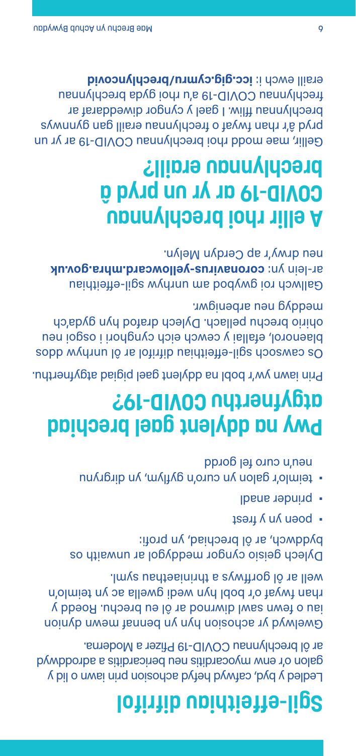# Sgil-effeithiau difrifol

Lledled y byd, cafwyd hefyd achosion prin iawn o lid y galon o'r enw myocarditis neu pericarditis a adroddwyd ar ôl brechlynnau COVID-19 Pfizer a Moderna.

Gwelwyd yr achosion hyn yn bennaf mewn dynion iau o fewn sawl diwrnod ar ôl eu brechu. Roedd y rhan fwyaf o'r bobl hyn wedi gwella ac yn teimlo'n well ar ôl gorffwys a thriniaethau syml.

Dylech geisio cyngor meddygol ar unwaith os byddwch, ar ôl brechiad, yn profi:

- poen yn y frest
- prinder anadl
- teimlo'r galon yn curo'n gyflym, yn dirgrynu neu'n curo fel gordd

# Pwy na ddylent gael brechiad atgyfnerthu COVID-19?

Prin iawn yw'r bobl na ddylent gael pigiad atgyfnerthu.

Os cawsoch sgil-effeithiau difrifol ar ôl unrhyw ddos blaenorol, efallai y cewch eich cynghori i osgoi neu ohirio brechu pellach. Dylech drafod hyn gyda'ch meddyg neu arbenigwr.

Gallwch roi gwybod am unrhyw sgil-effeithiau ar-lein yn: **coronavirus-yellowcard.mhra.gov.uk** neu drwy'r ap Cerdyn Melyn.

# A ellir rhoi brechlynnau COVID-19 ar yr un pryd â brechlynnau eraill?

Gellir, mae modd rhoi brechlynnau COVID-19 ar yr un pryd â'r rhan fwyaf o frechlynnau eraill gan gynnwys brechlynnau ffliw. I gael y cyngor diweddaraf ar frechlynnau COVID-19 a'u rhoi gyda brechlynnau eraill ewch i: **icc.gig.cymru/brechlyncovid**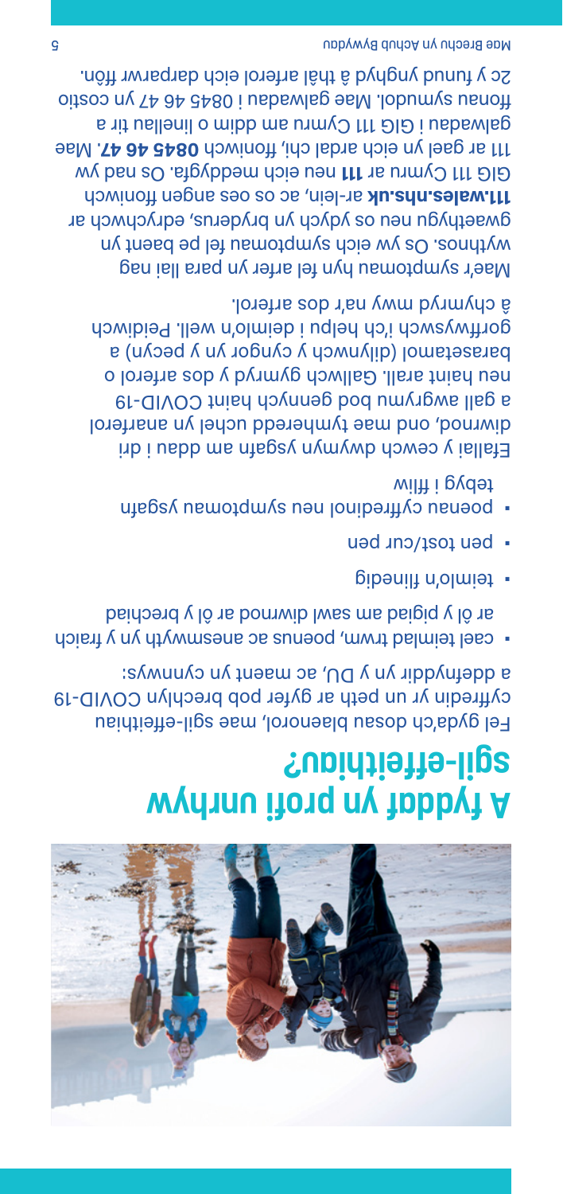# A fyddaf yn profi unrhyw sgil-effeithiau?

Fel gyda'ch dosau blaenorol, mae sgil-effeithiau cyffredin yr un peth ar gyfer pob brechlyn COVID-19 a ddefnyddir yn y DU, ac maent yn cynnwys:

- cael teimlad trwm, poenus ac anesmwyth yn y fraich ar ôl y pigiad am sawl diwrnod ar ôl y brechiad
- teimlo'n flinedig
- pen tost/cur pen
- poenau cyffredinol neu symptomau ysgafn tebyg i ffliw

Efallai y cewch dwymyn ysgafn am ddau i dri diwrnod, ond mae tymheredd uchel yn anarferol a gall awgrymu bod gennych haint COVID-19 neu haint arall. Gallwch gymryd y dos arferol o barasetamol (dilynwch y cyngor yn y pecyn) a gorffwyswch i'ch helpu i deimlo'n well. Peidiwch â chymryd mwy na'r dos arferol.

Mae'r symptomau hyn fel arfer yn para llai nag wythnos. Os yw eich symptomau fel pe baent yn gwaethygu neu os ydych yn bryderus, edrychwch ar **111.wales.nhs.uk** ar-lein, ac os oes angen ffoniwch GIG 111 Cymru ar **111** neu eich meddygfa. Os nad yw 111 ar gael yn eich ardal chi, ffoniwch **0845 46 47**. Mae galwadau i GIG 111 Cymru am ddim o linellau tir a ffonau symudol. Mae galwadau i 0845 46 47 yn costio 2c y funud ynghyd â thâl arferol eich darparwr ffôn.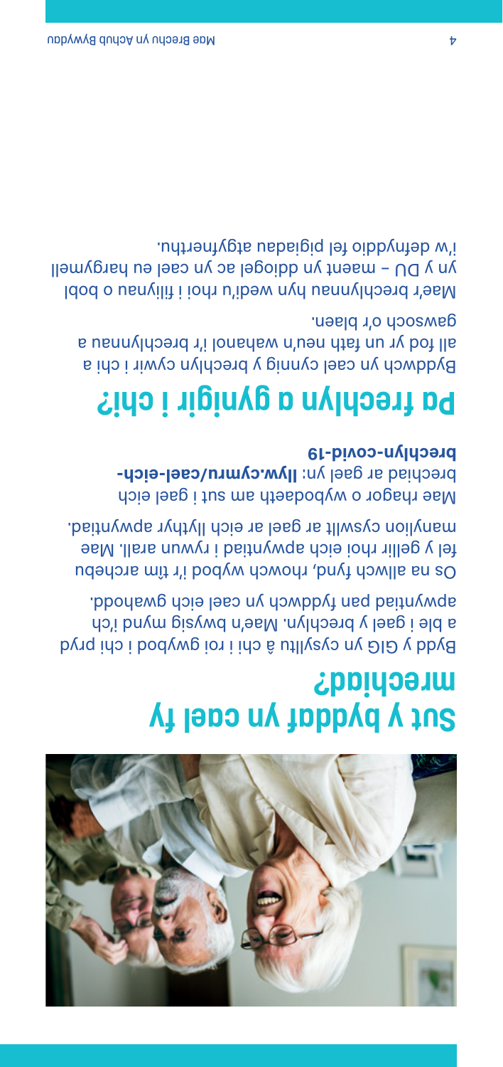## Sut y byddaf yn cael fy mrechiad?

Bydd y GIG yn cysylltu â chi i roi gwybod i chi pryd a ble i gael y brechlyn. Mae'n bwysig mynd i'ch apwyntiad pan fyddwch yn cael eich gwahodd.

Os na allwch fynd, rhowch wybod i'r tîm archebu fel y gellir rhoi eich apwyntiad i rywun arall. Mae manylion cyswllt ar gael ar eich llythyr apwyntiad.

Mae rhagor o wybodaeth am sut i gael eich brechiad ar gael yn: **llyw.cymru/cael-eich-brechlyn-covid-19**

## Pa frechlyn a gynigir i chi?

Byddwch yn cael cynnig y brechlyn cywir i chi a all fod yr un fath neu'n wahanol i'r brechlynnau a gawsoch o'r blaen.

Mae'r brechlynnau hyn wedi'u rhoi i filiynau o bobl yn y DU – maent yn ddiogel ac yn cael eu hargymell i'w defnyddio fel pigiadau atgyfnerthu.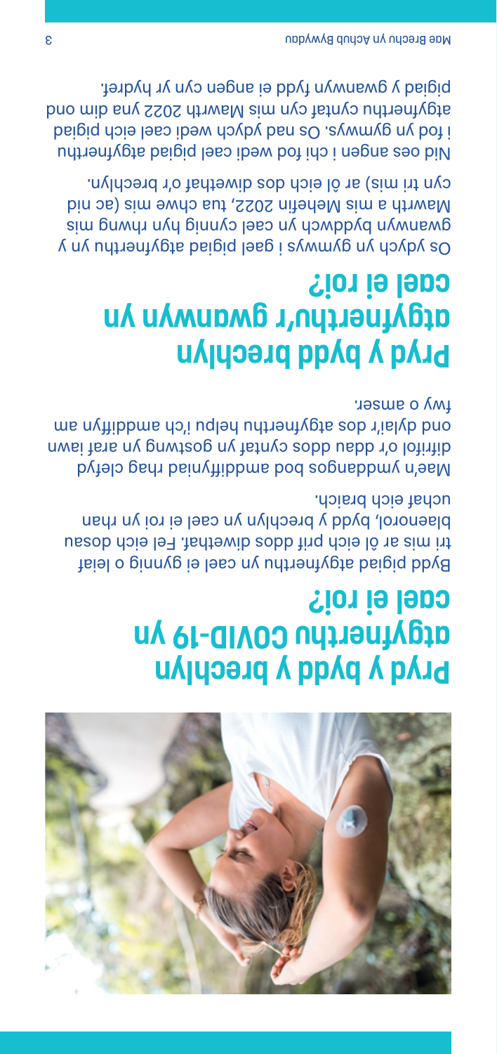# Pryd y bydd y brechlyn atgyfnerthu COVID-19 yn cael ei roi?

Bydd pigiad atgyfnerthu yn cael ei gynnig o leiaf tri mis ar ôl eich prif ddos diwethaf. Fel eich dosau blaenorol, bydd y brechlyn yn cael ei roi yn rhan uchaf eich braich.

Mae'n ymddangos bod amddiffyniad rhag clefyd difrifol o'r ddau ddos cyntaf yn gostwng yn araf iawn ond dylai'r dos atgyfnerthu helpu i'ch amddiffyn am fwy o amser.

# Pryd y bydd brechlyn atgyfnerthu'r gwanwyn yn cael ei roi?

Os ydych yn gymwys i gael pigiad atgyfnerthu yn y gwanwyn byddwch yn cael cynnig hyn rhwng mis Mawrth a mis Mehefin 2022, tua chwe mis (ac nid cyn tri mis) ar ôl eich dos diwethaf o'r brechlyn.

Nid oes angen i chi fod wedi cael pigiad atgyfnerthu i fod yn gymwys. Os nad ydych wedi cael eich pigiad atgyfnerthu cyntaf cyn mis Mawrth 2022 yna dim ond pigiad y gwanwyn fydd ei angen cyn yr hydref.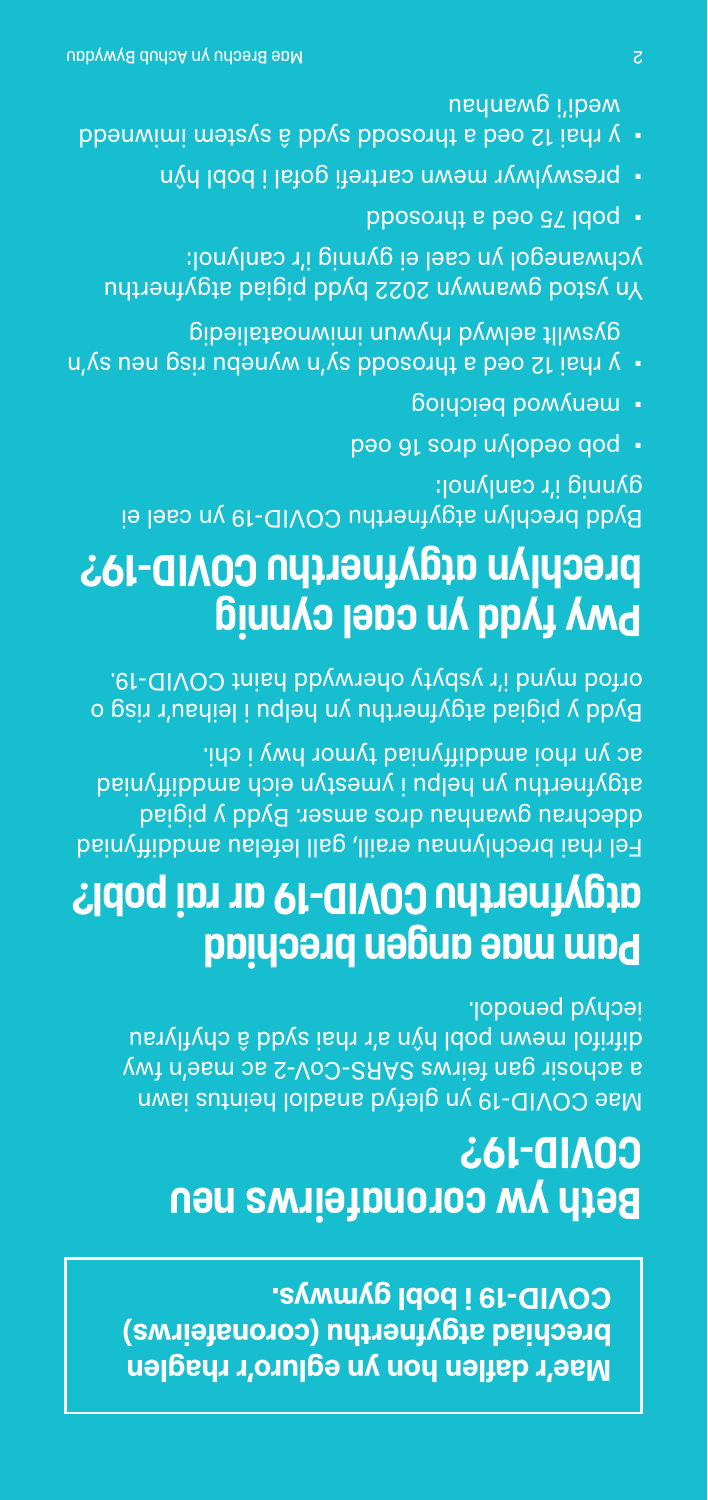**Mae'r daflen hon yn egluro'r rhaglen brechiad atgyfnerthu (coronafeirws) COVID-19 i bobl gymwys.**

## Beth yw coronafeirws neu COVID-19?

Mae COVID-19 yn glefyd anadlol heintus iawn a achosir gan feirws SARS-CoV-2 ac mae'n fwy difrifol mewn pobl hŷn a'r rhai sydd â chyflyrau iechyd penodol.

## Pam mae angen brechiad atgyfnerthu COVID-19 ar rai pobl?

Fel rhai brechlynnau eraill, gall lefelau amddiffyniad ddechrau gwanhau dros amser. Bydd y pigiad atgyfnerthu yn helpu i ymestyn eich amddiffyniad ac yn rhoi amddiffyniad tymor hwy i chi.

Bydd y pigiad atgyfnerthu yn helpu i leihau'r risg o orfod mynd i'r ysbyty oherwydd haint COVID-19.

## Pwy fydd yn cael cynnig brechlyn atgyfnerthu COVID-19?

Bydd brechlyn atgyfnerthu COVID-19 yn cael ei gynnig i'r canlynol:

- pob oedolyn dros 16 oed
- menywod beichiog
- y rhai 12 oed a throsodd sy'n wynebu risg neu sy'n gyswllt aelwyd rhywun imiwnoataliedig

Yn ystod gwanwyn 2022 bydd pigiad atgyfnerthu ychwanegol yn cael ei gynnig i'r canlynol:

- pobl 75 oed a throsodd
- preswylwyr mewn cartrefi gofal i bobl hŷn
- y rhai 12 oed a throsodd sydd â system imiwnedd wedi'i gwanhau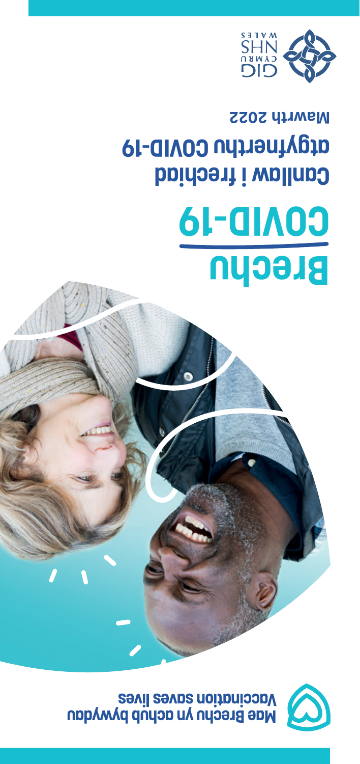# Brechu COVID-19

## Canllaw i frechiad atgyfnerthu COVID-19

Mawrth 2022

GIG CYMRU NHS WALES

Mae Brechu yn achub bywydau
Vaccination saves lives